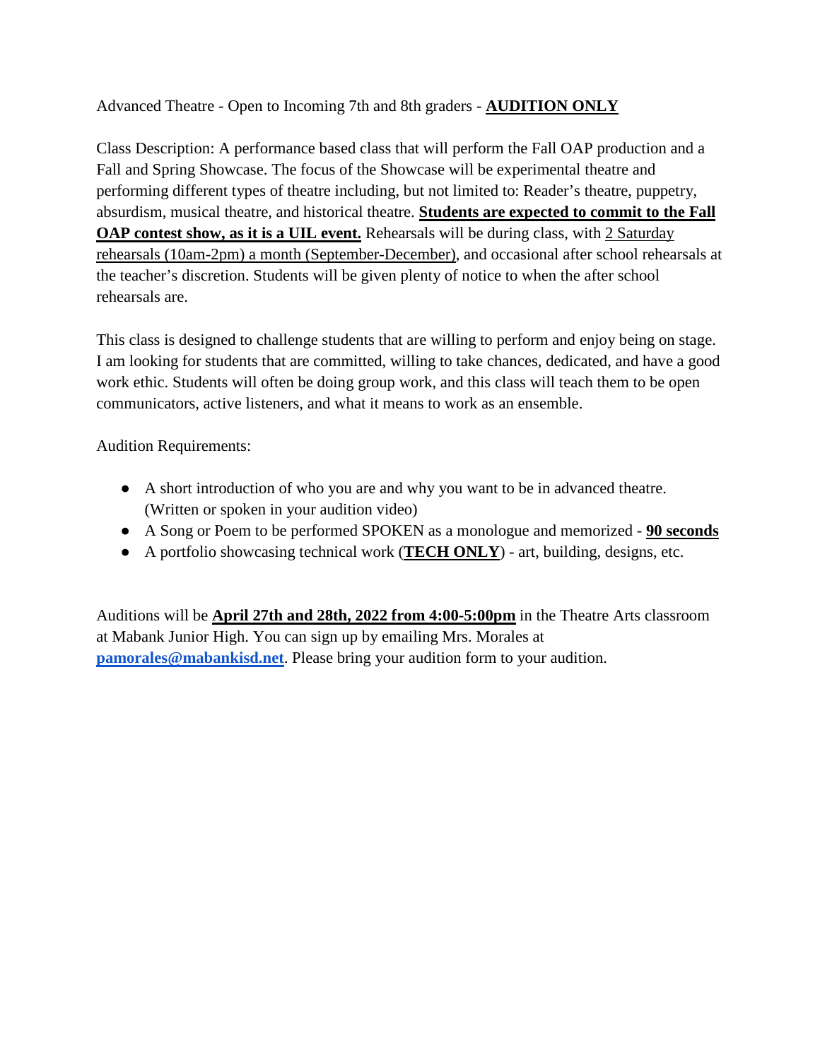Advanced Theatre - Open to Incoming 7th and 8th graders - **AUDITION ONLY**

Class Description: A performance based class that will perform the Fall OAP production and a Fall and Spring Showcase. The focus of the Showcase will be experimental theatre and performing different types of theatre including, but not limited to: Reader's theatre, puppetry, absurdism, musical theatre, and historical theatre. **Students are expected to commit to the Fall OAP contest show, as it is a UIL event.** Rehearsals will be during class, with 2 Saturday rehearsals (10am-2pm) a month (September-December), and occasional after school rehearsals at the teacher's discretion. Students will be given plenty of notice to when the after school rehearsals are.

This class is designed to challenge students that are willing to perform and enjoy being on stage. I am looking for students that are committed, willing to take chances, dedicated, and have a good work ethic. Students will often be doing group work, and this class will teach them to be open communicators, active listeners, and what it means to work as an ensemble.

Audition Requirements:

- A short introduction of who you are and why you want to be in advanced theatre. (Written or spoken in your audition video)
- A Song or Poem to be performed SPOKEN as a monologue and memorized - **90 seconds**
- A portfolio showcasing technical work (**TECH ONLY**) - art, building, designs, etc.

Auditions will be **April 27th and 28th, 2022 from 4:00-5:00pm** in the Theatre Arts classroom at Mabank Junior High. You can sign up by emailing Mrs. Morales at **pamorales@mabankisd.net**. Please bring your audition form to your audition.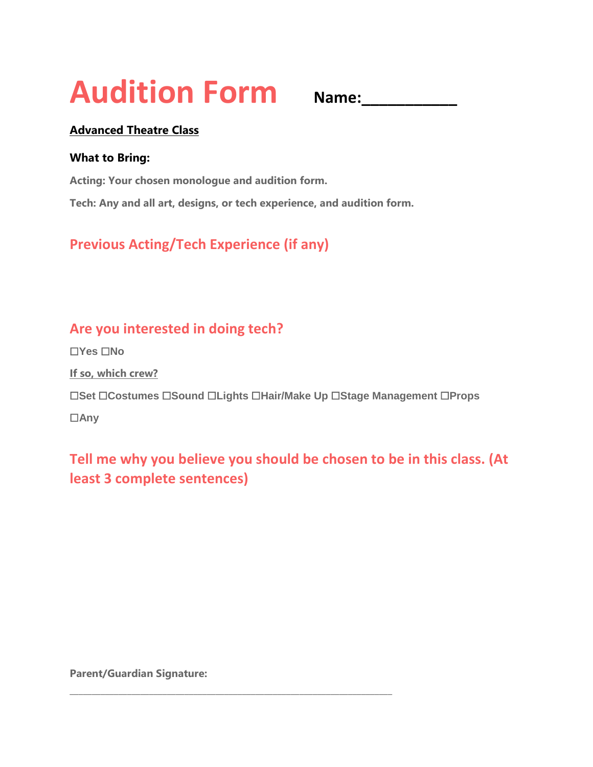# Audition Form

**Name:___________**

**Advanced Theatre Class**

**What to Bring:**

**Acting: Your chosen monologue and audition form.**

**Tech: Any and all art, designs, or tech experience, and audition form.**

## Previous Acting/Tech Experience (if any)

## Are you interested in doing tech?

☐Yes ☐No

**If so, which crew?**

☐Set ☐Costumes ☐Sound ☐Lights ☐Hair/Make Up ☐Stage Management ☐Props

☐Any

## Tell me why you believe you should be chosen to be in this class. (At least 3 complete sentences)

**Parent/Guardian Signature:**

_______________________________________________________________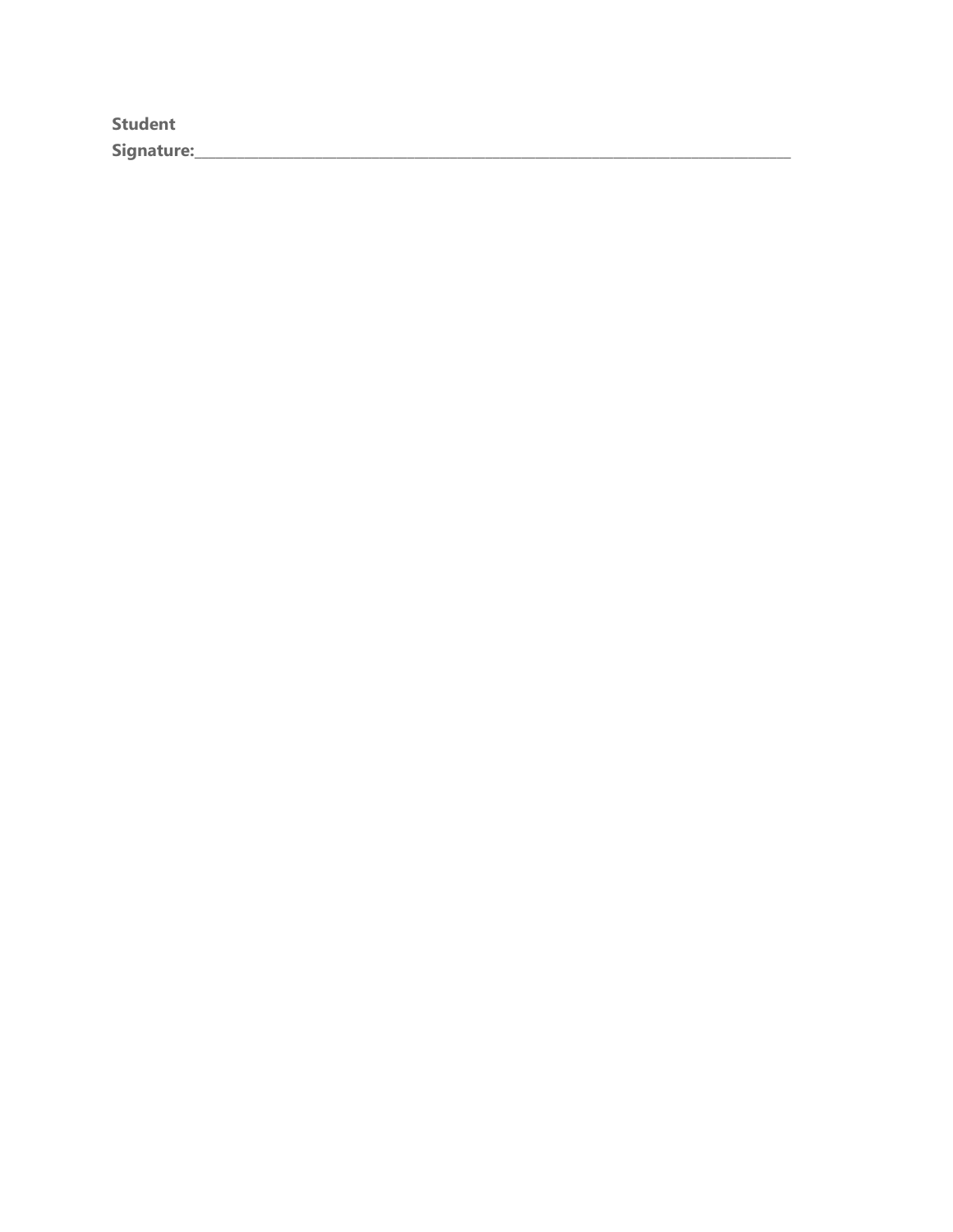**Student Signature:**___________________________________________________________________________